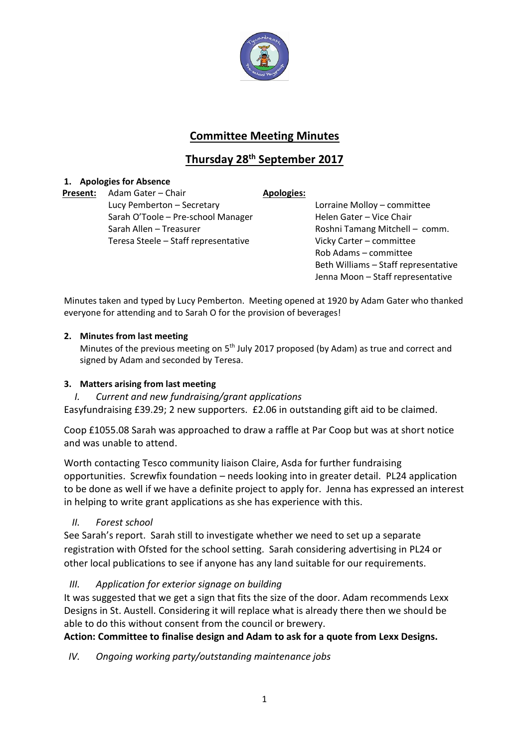# Committee Meeting Minutes

## Thursday 28th September 2017

**1. Apologies for Absence**

**Present:**
- Adam Gater – Chair
- Lucy Pemberton – Secretary
- Sarah O'Toole – Pre-school Manager
- Sarah Allen – Treasurer
- Teresa Steele – Staff representative

**Apologies:**
- Lorraine Molloy – committee
- Helen Gater – Vice Chair
- Roshni Tamang Mitchell – comm.
- Vicky Carter – committee
- Rob Adams – committee
- Beth Williams – Staff representative
- Jenna Moon – Staff representative

Minutes taken and typed by Lucy Pemberton. Meeting opened at 1920 by Adam Gater who thanked everyone for attending and to Sarah O for the provision of beverages!

**2. Minutes from last meeting**

Minutes of the previous meeting on 5th July 2017 proposed (by Adam) as true and correct and signed by Adam and seconded by Teresa.

**3. Matters arising from last meeting**

*I. Current and new fundraising/grant applications*

Easyfundraising £39.29; 2 new supporters. £2.06 in outstanding gift aid to be claimed.

Coop £1055.08 Sarah was approached to draw a raffle at Par Coop but was at short notice and was unable to attend.

Worth contacting Tesco community liaison Claire, Asda for further fundraising opportunities. Screwfix foundation – needs looking into in greater detail. PL24 application to be done as well if we have a definite project to apply for. Jenna has expressed an interest in helping to write grant applications as she has experience with this.

*II. Forest school*

See Sarah's report. Sarah still to investigate whether we need to set up a separate registration with Ofsted for the school setting. Sarah considering advertising in PL24 or other local publications to see if anyone has any land suitable for our requirements.

*III. Application for exterior signage on building*

It was suggested that we get a sign that fits the size of the door. Adam recommends Lexx Designs in St. Austell. Considering it will replace what is already there then we should be able to do this without consent from the council or brewery.

**Action: Committee to finalise design and Adam to ask for a quote from Lexx Designs.**

*IV. Ongoing working party/outstanding maintenance jobs*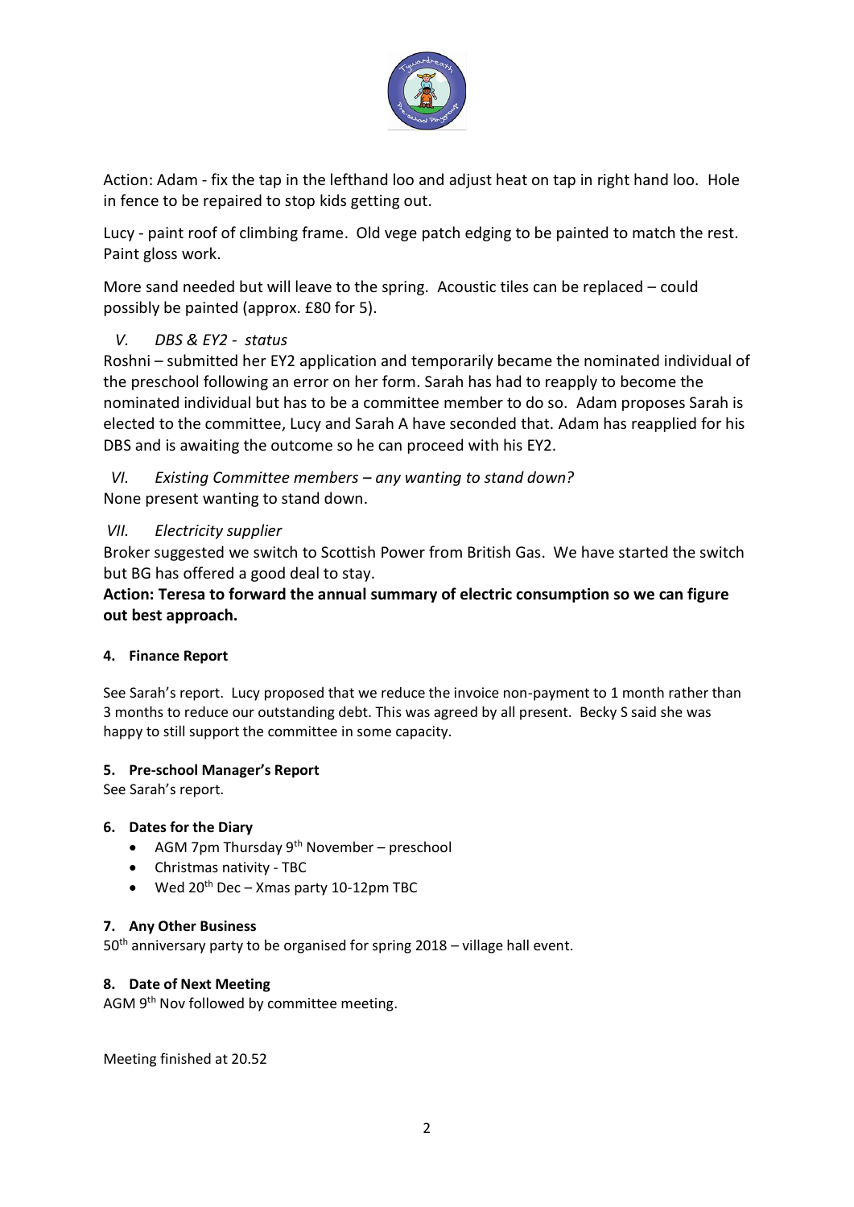Action: Adam - fix the tap in the lefthand loo and adjust heat on tap in right hand loo. Hole in fence to be repaired to stop kids getting out.

Lucy - paint roof of climbing frame. Old vege patch edging to be painted to match the rest. Paint gloss work.

More sand needed but will leave to the spring. Acoustic tiles can be replaced – could possibly be painted (approx. £80 for 5).

V. *DBS & EY2 - status*

Roshni – submitted her EY2 application and temporarily became the nominated individual of the preschool following an error on her form. Sarah has had to reapply to become the nominated individual but has to be a committee member to do so. Adam proposes Sarah is elected to the committee, Lucy and Sarah A have seconded that. Adam has reapplied for his DBS and is awaiting the outcome so he can proceed with his EY2.

VI. *Existing Committee members – any wanting to stand down?*

None present wanting to stand down.

VII. *Electricity supplier*

Broker suggested we switch to Scottish Power from British Gas. We have started the switch but BG has offered a good deal to stay.

**Action: Teresa to forward the annual summary of electric consumption so we can figure out best approach.**

**4. Finance Report**

See Sarah's report. Lucy proposed that we reduce the invoice non-payment to 1 month rather than 3 months to reduce our outstanding debt. This was agreed by all present. Becky S said she was happy to still support the committee in some capacity.

**5. Pre-school Manager's Report**

See Sarah's report.

**6. Dates for the Diary**

- AGM 7pm Thursday 9th November – preschool
- Christmas nativity - TBC
- Wed 20th Dec – Xmas party 10-12pm TBC

**7. Any Other Business**

50th anniversary party to be organised for spring 2018 – village hall event.

**8. Date of Next Meeting**

AGM 9th Nov followed by committee meeting.

Meeting finished at 20.52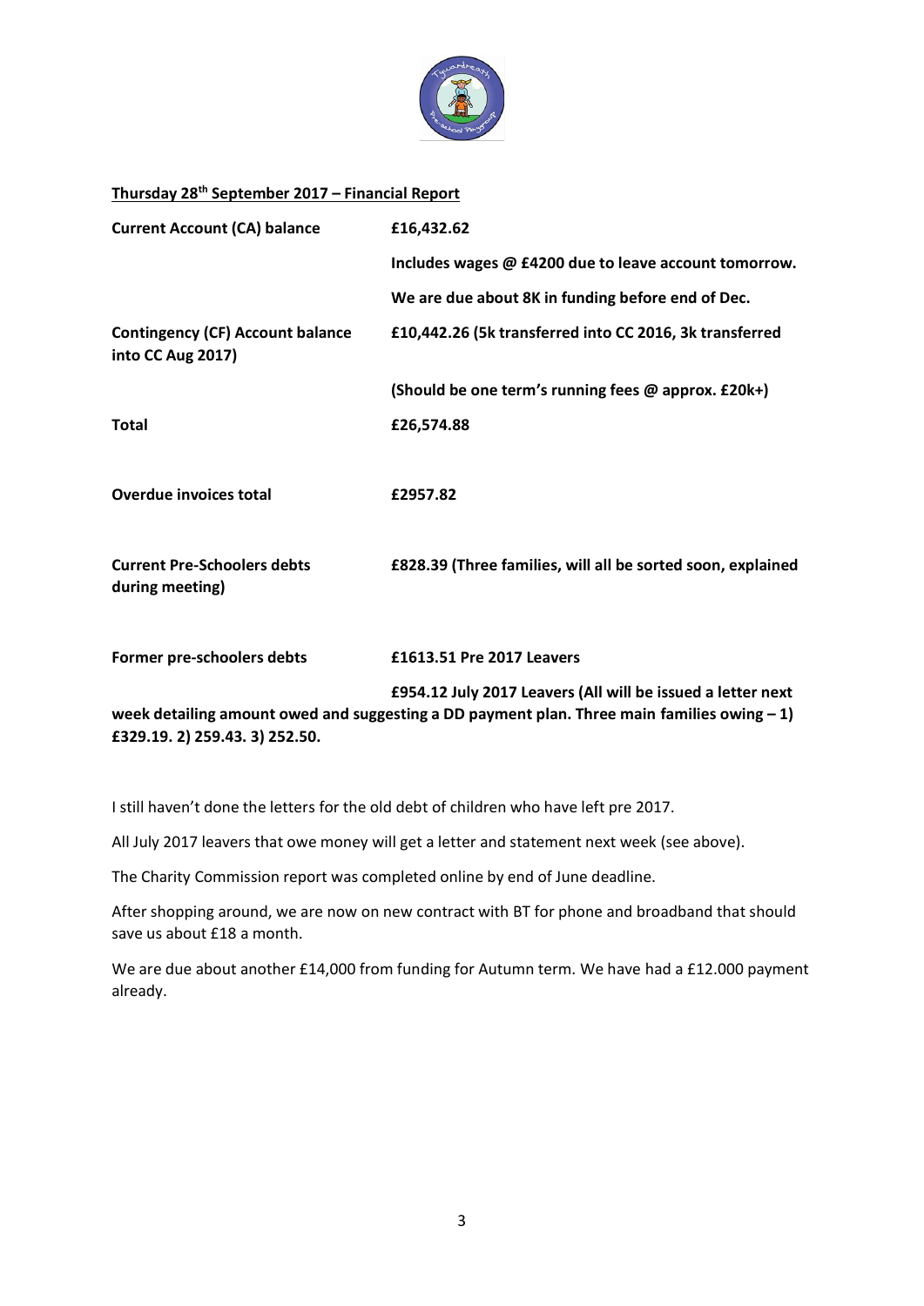**Thursday 28th September 2017 – Financial Report**

| | |
|---|---|
| **Current Account (CA) balance** | **£16,432.62** |
| | **Includes wages @ £4200 due to leave account tomorrow.** |
| | **We are due about 8K in funding before end of Dec.** |
| **Contingency (CF) Account balance into CC Aug 2017)** | **£10,442.26 (5k transferred into CC 2016, 3k transferred** |
| | **(Should be one term's running fees @ approx. £20k+)** |
| **Total** | **£26,574.88** |
| **Overdue invoices total** | **£2957.82** |
| **Current Pre-Schoolers debts during meeting)** | **£828.39 (Three families, will all be sorted soon, explained** |
| **Former pre-schoolers debts** | **£1613.51 Pre 2017 Leavers** |
| | **£954.12 July 2017 Leavers (All will be issued a letter next** |

**week detailing amount owed and suggesting a DD payment plan. Three main families owing – 1) £329.19. 2) 259.43. 3) 252.50.**

I still haven't done the letters for the old debt of children who have left pre 2017.

All July 2017 leavers that owe money will get a letter and statement next week (see above).

The Charity Commission report was completed online by end of June deadline.

After shopping around, we are now on new contract with BT for phone and broadband that should save us about £18 a month.

We are due about another £14,000 from funding for Autumn term. We have had a £12.000 payment already.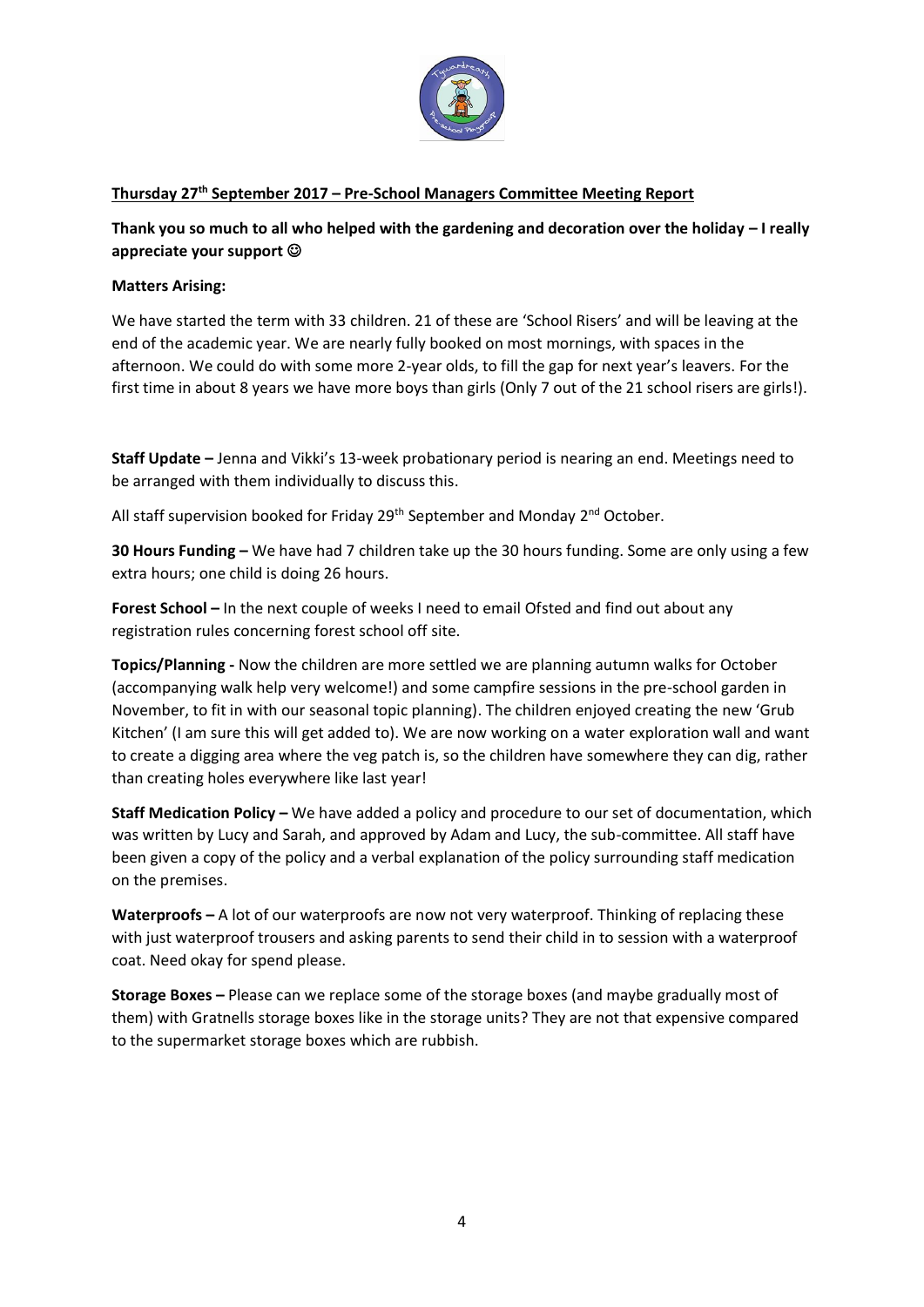**Thursday 27th September 2017 – Pre-School Managers Committee Meeting Report**

**Thank you so much to all who helped with the gardening and decoration over the holiday – I really appreciate your support ☺**

**Matters Arising:**

We have started the term with 33 children. 21 of these are 'School Risers' and will be leaving at the end of the academic year. We are nearly fully booked on most mornings, with spaces in the afternoon. We could do with some more 2-year olds, to fill the gap for next year's leavers. For the first time in about 8 years we have more boys than girls (Only 7 out of the 21 school risers are girls!).

**Staff Update –** Jenna and Vikki's 13-week probationary period is nearing an end. Meetings need to be arranged with them individually to discuss this.

All staff supervision booked for Friday 29th September and Monday 2nd October.

**30 Hours Funding –** We have had 7 children take up the 30 hours funding. Some are only using a few extra hours; one child is doing 26 hours.

**Forest School –** In the next couple of weeks I need to email Ofsted and find out about any registration rules concerning forest school off site.

**Topics/Planning -** Now the children are more settled we are planning autumn walks for October (accompanying walk help very welcome!) and some campfire sessions in the pre-school garden in November, to fit in with our seasonal topic planning). The children enjoyed creating the new 'Grub Kitchen' (I am sure this will get added to). We are now working on a water exploration wall and want to create a digging area where the veg patch is, so the children have somewhere they can dig, rather than creating holes everywhere like last year!

**Staff Medication Policy –** We have added a policy and procedure to our set of documentation, which was written by Lucy and Sarah, and approved by Adam and Lucy, the sub-committee. All staff have been given a copy of the policy and a verbal explanation of the policy surrounding staff medication on the premises.

**Waterproofs –** A lot of our waterproofs are now not very waterproof. Thinking of replacing these with just waterproof trousers and asking parents to send their child in to session with a waterproof coat. Need okay for spend please.

**Storage Boxes –** Please can we replace some of the storage boxes (and maybe gradually most of them) with Gratnells storage boxes like in the storage units? They are not that expensive compared to the supermarket storage boxes which are rubbish.